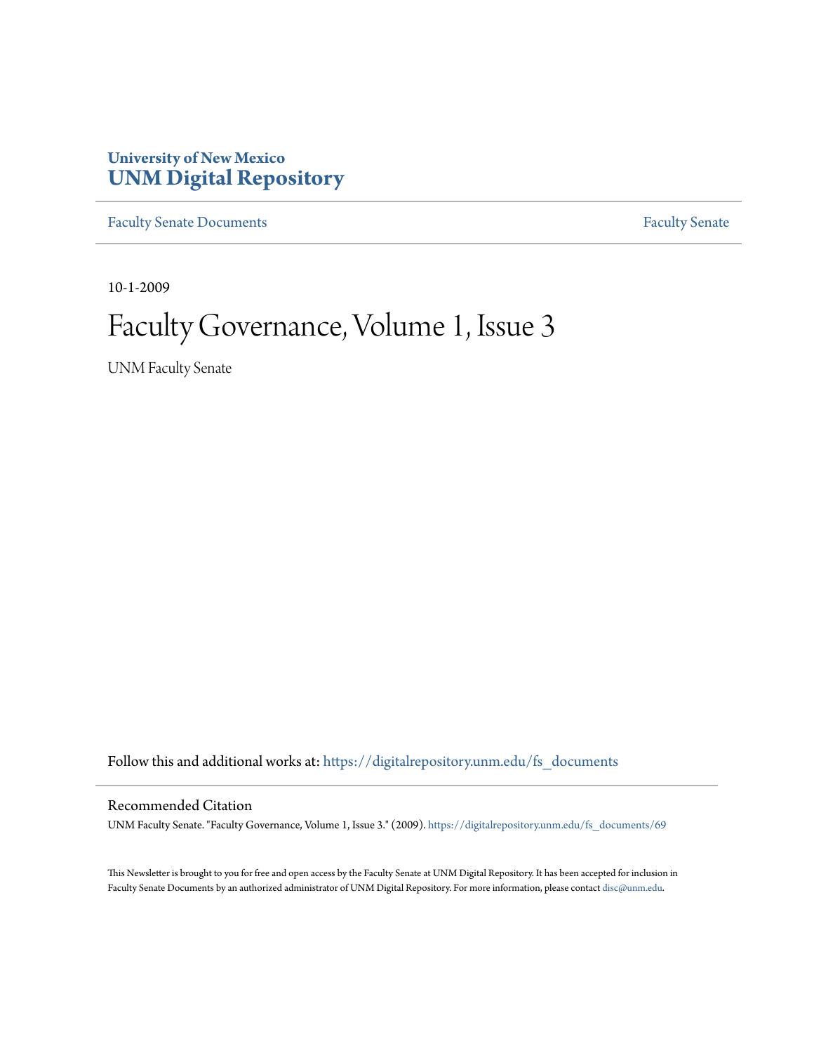University of New Mexico
**UNM Digital Repository**

Faculty Senate Documents | Faculty Senate

10-1-2009

# Faculty Governance, Volume 1, Issue 3

UNM Faculty Senate

Follow this and additional works at: https://digitalrepository.unm.edu/fs_documents

## Recommended Citation

UNM Faculty Senate. "Faculty Governance, Volume 1, Issue 3." (2009). https://digitalrepository.unm.edu/fs_documents/69

This Newsletter is brought to you for free and open access by the Faculty Senate at UNM Digital Repository. It has been accepted for inclusion in Faculty Senate Documents by an authorized administrator of UNM Digital Repository. For more information, please contact disc@unm.edu.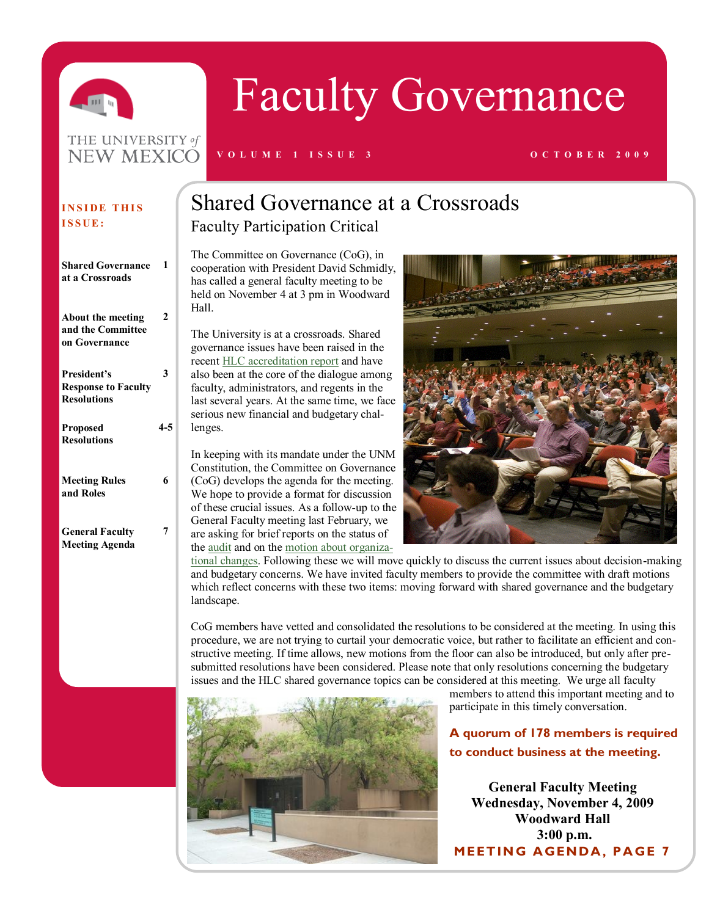# Faculty Governance

VOLUME 1 ISSUE 3 — OCTOBER 2009

**INSIDE THIS ISSUE:**

| | |
|---|---|
| **Shared Governance at a Crossroads** | **1** |
| **About the meeting and the Committee on Governance** | **2** |
| **President's Response to Faculty Resolutions** | **3** |
| **Proposed Resolutions** | **4-5** |
| **Meeting Rules and Roles** | **6** |
| **General Faculty Meeting Agenda** | **7** |

## Shared Governance at a Crossroads

### Faculty Participation Critical

The Committee on Governance (CoG), in cooperation with President David Schmidly, has called a general faculty meeting to be held on November 4 at 3 pm in Woodward Hall.

The University is at a crossroads. Shared governance issues have been raised in the recent HLC accreditation report and have also been at the core of the dialogue among faculty, administrators, and regents in the last several years. At the same time, we face serious new financial and budgetary challenges.

In keeping with its mandate under the UNM Constitution, the Committee on Governance (CoG) develops the agenda for the meeting. We hope to provide a format for discussion of these crucial issues. As a follow-up to the General Faculty meeting last February, we are asking for brief reports on the status of the audit and on the motion about organizational changes. Following these we will move quickly to discuss the current issues about decision-making and budgetary concerns. We have invited faculty members to provide the committee with draft motions which reflect concerns with these two items: moving forward with shared governance and the budgetary landscape.

CoG members have vetted and consolidated the resolutions to be considered at the meeting. In using this procedure, we are not trying to curtail your democratic voice, but rather to facilitate an efficient and constructive meeting. If time allows, new motions from the floor can also be introduced, but only after pre-submitted resolutions have been considered. Please note that only resolutions concerning the budgetary issues and the HLC shared governance topics can be considered at this meeting. We urge all faculty members to attend this important meeting and to participate in this timely conversation.

**A quorum of 178 members is required to conduct business at the meeting.**

**General Faculty Meeting**
**Wednesday, November 4, 2009**
**Woodward Hall**
**3:00 p.m.**

**MEETING AGENDA, PAGE 7**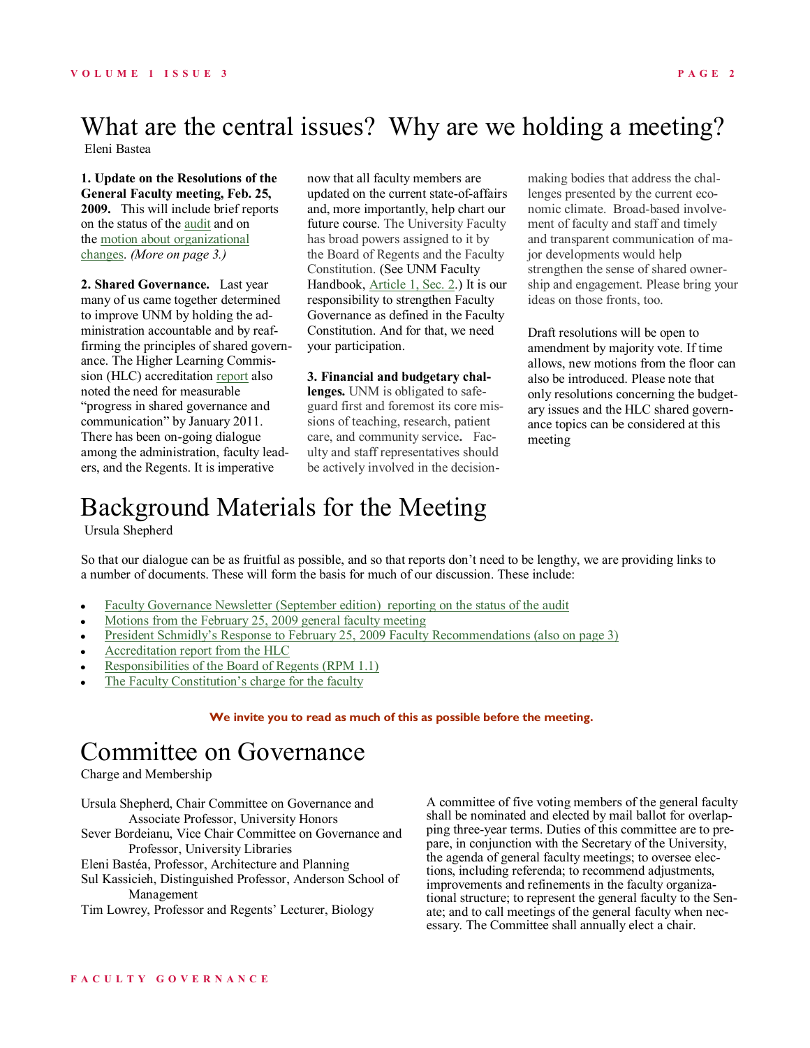# What are the central issues? Why are we holding a meeting?

Eleni Bastea

**1. Update on the Resolutions of the General Faculty meeting, Feb. 25, 2009.** This will include brief reports on the status of the audit and on the motion about organizational changes. *(More on page 3.)*

**2. Shared Governance.** Last year many of us came together determined to improve UNM by holding the administration accountable and by reaffirming the principles of shared governance. The Higher Learning Commission (HLC) accreditation report also noted the need for measurable "progress in shared governance and communication" by January 2011. There has been on-going dialogue among the administration, faculty leaders, and the Regents. It is imperative now that all faculty members are updated on the current state-of-affairs and, more importantly, help chart our future course. The University Faculty has broad powers assigned to it by the Board of Regents and the Faculty Constitution. (See UNM Faculty Handbook, Article 1, Sec. 2.) It is our responsibility to strengthen Faculty Governance as defined in the Faculty Constitution. And for that, we need your participation.

**3. Financial and budgetary challenges.** UNM is obligated to safeguard first and foremost its core missions of teaching, research, patient care, and community service**.** Faculty and staff representatives should be actively involved in the decision-making bodies that address the challenges presented by the current economic climate. Broad-based involvement of faculty and staff and timely and transparent communication of major developments would help strengthen the sense of shared ownership and engagement. Please bring your ideas on those fronts, too.

Draft resolutions will be open to amendment by majority vote. If time allows, new motions from the floor can also be introduced. Please note that only resolutions concerning the budgetary issues and the HLC shared governance topics can be considered at this meeting

# Background Materials for the Meeting

Ursula Shepherd

So that our dialogue can be as fruitful as possible, and so that reports don't need to be lengthy, we are providing links to a number of documents. These will form the basis for much of our discussion. These include:

- Faculty Governance Newsletter (September edition) reporting on the status of the audit
- Motions from the February 25, 2009 general faculty meeting
- President Schmidly's Response to February 25, 2009 Faculty Recommendations (also on page 3)
- Accreditation report from the HLC
- Responsibilities of the Board of Regents (RPM 1.1)
- The Faculty Constitution's charge for the faculty

**We invite you to read as much of this as possible before the meeting.**

# Committee on Governance

Charge and Membership

Ursula Shepherd, Chair Committee on Governance and Associate Professor, University Honors
Sever Bordeianu, Vice Chair Committee on Governance and Professor, University Libraries
Eleni Bastéa, Professor, Architecture and Planning
Sul Kassicieh, Distinguished Professor, Anderson School of Management
Tim Lowrey, Professor and Regents' Lecturer, Biology

A committee of five voting members of the general faculty shall be nominated and elected by mail ballot for overlapping three-year terms. Duties of this committee are to prepare, in conjunction with the Secretary of the University, the agenda of general faculty meetings; to oversee elections, including referenda; to recommend adjustments, improvements and refinements in the faculty organizational structure; to represent the general faculty to the Senate; and to call meetings of the general faculty when necessary. The Committee shall annually elect a chair.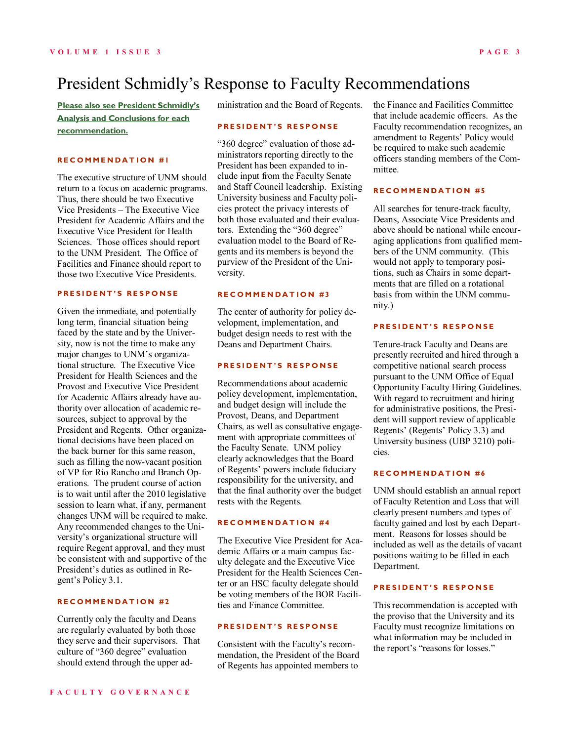# President Schmidly's Response to Faculty Recommendations

**Please also see President Schmidly's Analysis and Conclusions for each recommendation.**

### RECOMMENDATION #1

The executive structure of UNM should return to a focus on academic programs. Thus, there should be two Executive Vice Presidents – The Executive Vice President for Academic Affairs and the Executive Vice President for Health Sciences. Those offices should report to the UNM President. The Office of Facilities and Finance should report to those two Executive Vice Presidents.

### PRESIDENT'S RESPONSE

Given the immediate, and potentially long term, financial situation being faced by the state and by the University, now is not the time to make any major changes to UNM's organizational structure. The Executive Vice President for Health Sciences and the Provost and Executive Vice President for Academic Affairs already have authority over allocation of academic resources, subject to approval by the President and Regents. Other organizational decisions have been placed on the back burner for this same reason, such as filling the now-vacant position of VP for Rio Rancho and Branch Operations. The prudent course of action is to wait until after the 2010 legislative session to learn what, if any, permanent changes UNM will be required to make. Any recommended changes to the University's organizational structure will require Regent approval, and they must be consistent with and supportive of the President's duties as outlined in Regent's Policy 3.1.

### RECOMMENDATION #2

Currently only the faculty and Deans are regularly evaluated by both those they serve and their supervisors. That culture of "360 degree" evaluation should extend through the upper administration and the Board of Regents.

### PRESIDENT'S RESPONSE

"360 degree" evaluation of those administrators reporting directly to the President has been expanded to include input from the Faculty Senate and Staff Council leadership. Existing University business and Faculty policies protect the privacy interests of both those evaluated and their evaluators. Extending the "360 degree" evaluation model to the Board of Regents and its members is beyond the purview of the President of the University.

### RECOMMENDATION #3

The center of authority for policy development, implementation, and budget design needs to rest with the Deans and Department Chairs.

### PRESIDENT'S RESPONSE

Recommendations about academic policy development, implementation, and budget design will include the Provost, Deans, and Department Chairs, as well as consultative engagement with appropriate committees of the Faculty Senate. UNM policy clearly acknowledges that the Board of Regents' powers include fiduciary responsibility for the university, and that the final authority over the budget rests with the Regents.

### RECOMMENDATION #4

The Executive Vice President for Academic Affairs or a main campus faculty delegate and the Executive Vice President for the Health Sciences Center or an HSC faculty delegate should be voting members of the BOR Facilities and Finance Committee.

### PRESIDENT'S RESPONSE

Consistent with the Faculty's recommendation, the President of the Board of Regents has appointed members to the Finance and Facilities Committee that include academic officers. As the Faculty recommendation recognizes, an amendment to Regents' Policy would be required to make such academic officers standing members of the Committee.

### RECOMMENDATION #5

All searches for tenure-track faculty, Deans, Associate Vice Presidents and above should be national while encouraging applications from qualified members of the UNM community. (This would not apply to temporary positions, such as Chairs in some departments that are filled on a rotational basis from within the UNM community.)

### PRESIDENT'S RESPONSE

Tenure-track Faculty and Deans are presently recruited and hired through a competitive national search process pursuant to the UNM Office of Equal Opportunity Faculty Hiring Guidelines. With regard to recruitment and hiring for administrative positions, the President will support review of applicable Regents' (Regents' Policy 3.3) and University business (UBP 3210) policies.

### RECOMMENDATION #6

UNM should establish an annual report of Faculty Retention and Loss that will clearly present numbers and types of faculty gained and lost by each Department. Reasons for losses should be included as well as the details of vacant positions waiting to be filled in each Department.

### PRESIDENT'S RESPONSE

This recommendation is accepted with the proviso that the University and its Faculty must recognize limitations on what information may be included in the report's "reasons for losses."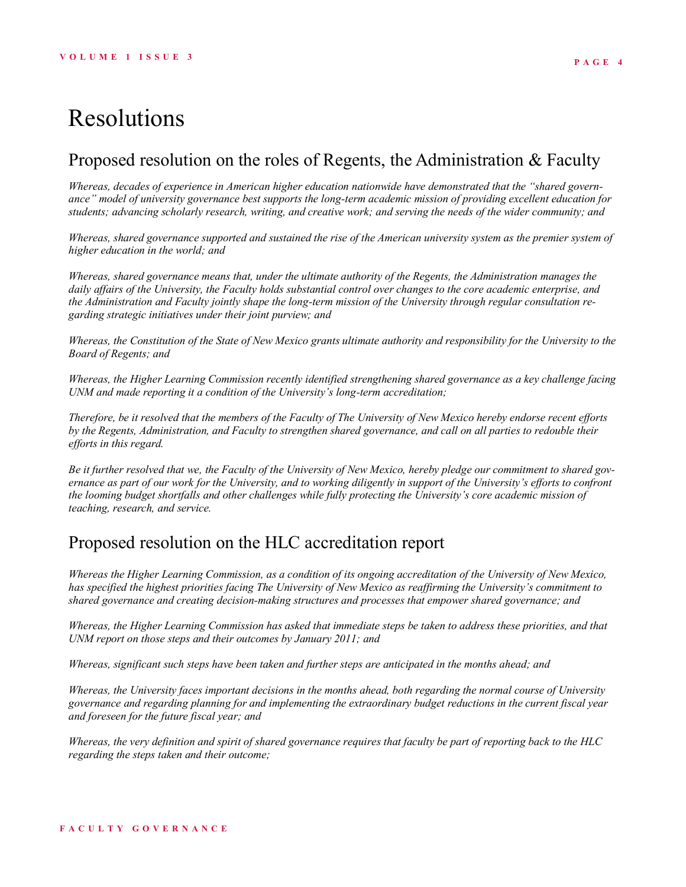# Resolutions

## Proposed resolution on the roles of Regents, the Administration & Faculty

*Whereas, decades of experience in American higher education nationwide have demonstrated that the "shared governance" model of university governance best supports the long-term academic mission of providing excellent education for students; advancing scholarly research, writing, and creative work; and serving the needs of the wider community; and*

*Whereas, shared governance supported and sustained the rise of the American university system as the premier system of higher education in the world; and*

*Whereas, shared governance means that, under the ultimate authority of the Regents, the Administration manages the daily affairs of the University, the Faculty holds substantial control over changes to the core academic enterprise, and the Administration and Faculty jointly shape the long-term mission of the University through regular consultation regarding strategic initiatives under their joint purview; and*

*Whereas, the Constitution of the State of New Mexico grants ultimate authority and responsibility for the University to the Board of Regents; and*

*Whereas, the Higher Learning Commission recently identified strengthening shared governance as a key challenge facing UNM and made reporting it a condition of the University's long-term accreditation;*

*Therefore, be it resolved that the members of the Faculty of The University of New Mexico hereby endorse recent efforts by the Regents, Administration, and Faculty to strengthen shared governance, and call on all parties to redouble their efforts in this regard.*

*Be it further resolved that we, the Faculty of the University of New Mexico, hereby pledge our commitment to shared governance as part of our work for the University, and to working diligently in support of the University's efforts to confront the looming budget shortfalls and other challenges while fully protecting the University's core academic mission of teaching, research, and service.*

## Proposed resolution on the HLC accreditation report

*Whereas the Higher Learning Commission, as a condition of its ongoing accreditation of the University of New Mexico, has specified the highest priorities facing The University of New Mexico as reaffirming the University's commitment to shared governance and creating decision-making structures and processes that empower shared governance; and*

*Whereas, the Higher Learning Commission has asked that immediate steps be taken to address these priorities, and that UNM report on those steps and their outcomes by January 2011; and*

*Whereas, significant such steps have been taken and further steps are anticipated in the months ahead; and*

*Whereas, the University faces important decisions in the months ahead, both regarding the normal course of University governance and regarding planning for and implementing the extraordinary budget reductions in the current fiscal year and foreseen for the future fiscal year; and*

*Whereas, the very definition and spirit of shared governance requires that faculty be part of reporting back to the HLC regarding the steps taken and their outcome;*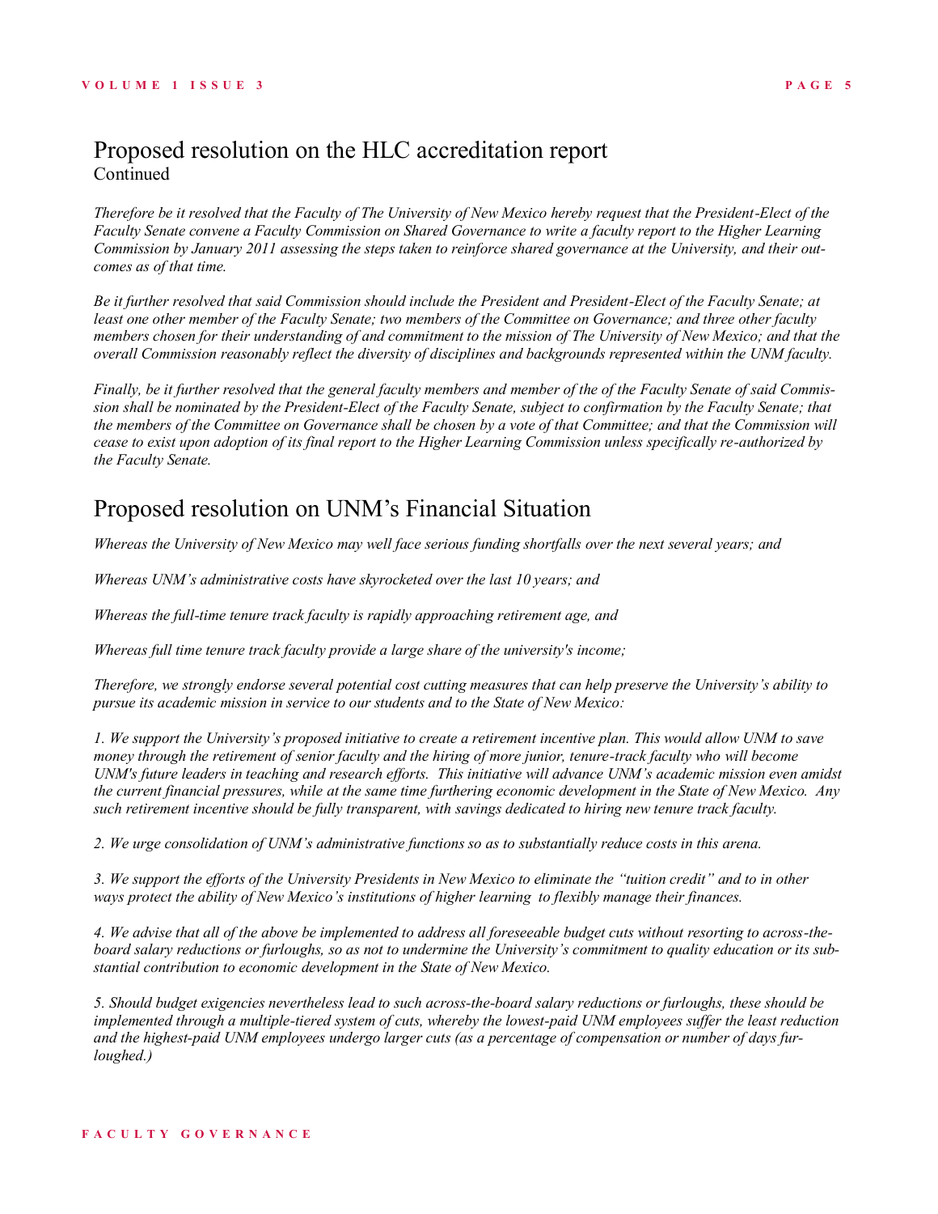## Proposed resolution on the HLC accreditation report
Continued

*Therefore be it resolved that the Faculty of The University of New Mexico hereby request that the President-Elect of the Faculty Senate convene a Faculty Commission on Shared Governance to write a faculty report to the Higher Learning Commission by January 2011 assessing the steps taken to reinforce shared governance at the University, and their outcomes as of that time.*

*Be it further resolved that said Commission should include the President and President-Elect of the Faculty Senate; at least one other member of the Faculty Senate; two members of the Committee on Governance; and three other faculty members chosen for their understanding of and commitment to the mission of The University of New Mexico; and that the overall Commission reasonably reflect the diversity of disciplines and backgrounds represented within the UNM faculty.*

*Finally, be it further resolved that the general faculty members and member of the of the of Faculty Senate of said Commission shall be nominated by the President-Elect of the Faculty Senate, subject to confirmation by the Faculty Senate; that the members of the Committee on Governance shall be chosen by a vote of that Committee; and that the Commission will cease to exist upon adoption of its final report to the Higher Learning Commission unless specifically re-authorized by the Faculty Senate.*

## Proposed resolution on UNM's Financial Situation

*Whereas the University of New Mexico may well face serious funding shortfalls over the next several years; and*

*Whereas UNM's administrative costs have skyrocketed over the last 10 years; and*

*Whereas the full-time tenure track faculty is rapidly approaching retirement age, and*

*Whereas full time tenure track faculty provide a large share of the university's income;*

*Therefore, we strongly endorse several potential cost cutting measures that can help preserve the University's ability to pursue its academic mission in service to our students and to the State of New Mexico:*

*1. We support the University's proposed initiative to create a retirement incentive plan. This would allow UNM to save money through the retirement of senior faculty and the hiring of more junior, tenure-track faculty who will become UNM's future leaders in teaching and research efforts. This initiative will advance UNM's academic mission even amidst the current financial pressures, while at the same time furthering economic development in the State of New Mexico. Any such retirement incentive should be fully transparent, with savings dedicated to hiring new tenure track faculty.*

*2. We urge consolidation of UNM's administrative functions so as to substantially reduce costs in this arena.*

*3. We support the efforts of the University Presidents in New Mexico to eliminate the "tuition credit" and to in other ways protect the ability of New Mexico's institutions of higher learning to flexibly manage their finances.*

*4. We advise that all of the above be implemented to address all foreseeable budget cuts without resorting to across-the-board salary reductions or furloughs, so as not to undermine the University's commitment to quality education or its substantial contribution to economic development in the State of New Mexico.*

*5. Should budget exigencies nevertheless lead to such across-the-board salary reductions or furloughs, these should be implemented through a multiple-tiered system of cuts, whereby the lowest-paid UNM employees suffer the least reduction and the highest-paid UNM employees undergo larger cuts (as a percentage of compensation or number of days furloughed.)*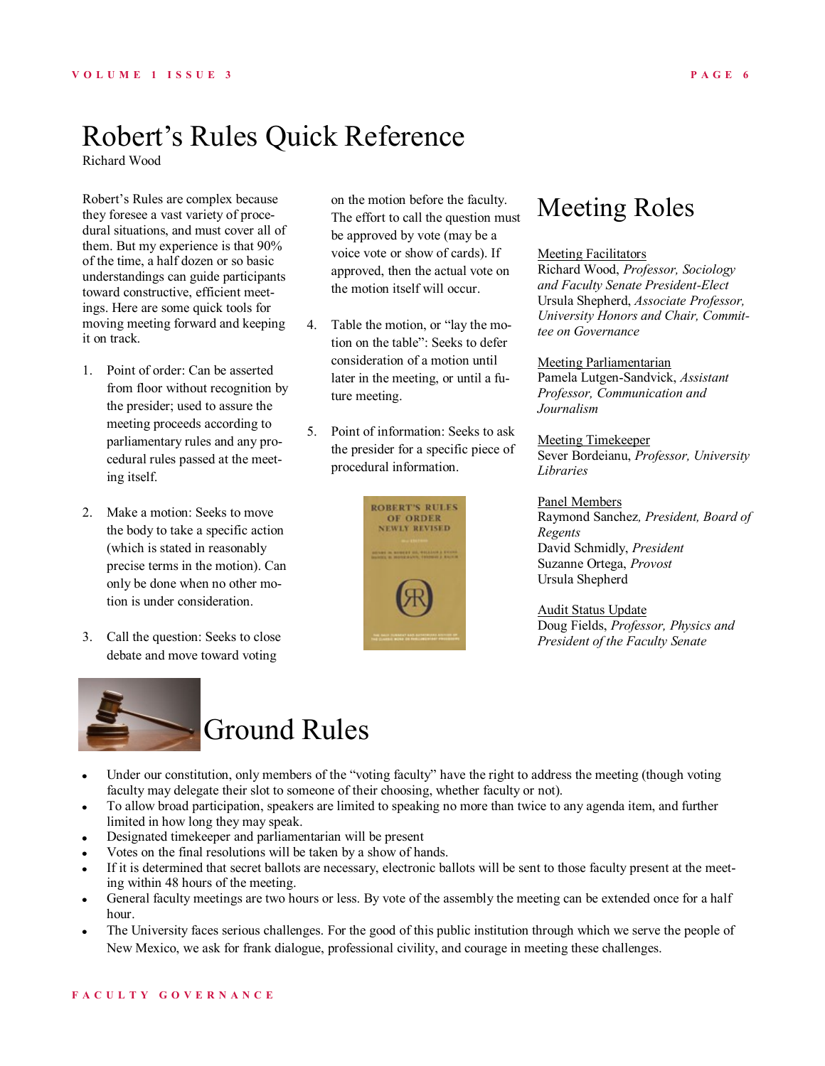# Robert's Rules Quick Reference

Richard Wood

Robert's Rules are complex because they foresee a vast variety of procedural situations, and must cover all of them. But my experience is that 90% of the time, a half dozen or so basic understandings can guide participants toward constructive, efficient meetings. Here are some quick tools for moving meeting forward and keeping it on track.

1. Point of order: Can be asserted from floor without recognition by the presider; used to assure the meeting proceeds according to parliamentary rules and any procedural rules passed at the meeting itself.

2. Make a motion: Seeks to move the body to take a specific action (which is stated in reasonably precise terms in the motion). Can only be done when no other motion is under consideration.

3. Call the question: Seeks to close debate and move toward voting on the motion before the faculty. The effort to call the question must be approved by vote (may be a voice vote or show of cards). If approved, then the actual vote on the motion itself will occur.

4. Table the motion, or "lay the motion on the table": Seeks to defer consideration of a motion until later in the meeting, or until a future meeting.

5. Point of information: Seeks to ask the presider for a specific piece of procedural information.

## Meeting Roles

Meeting Facilitators
Richard Wood, *Professor, Sociology and Faculty Senate President-Elect*
Ursula Shepherd, *Associate Professor, University Honors and Chair, Committee on Governance*

Meeting Parliamentarian
Pamela Lutgen-Sandvick, *Assistant Professor, Communication and Journalism*

Meeting Timekeeper
Sever Bordeianu, *Professor, University Libraries*

Panel Members
Raymond Sanchez, *President, Board of Regents*
David Schmidly, *President*
Suzanne Ortega, *Provost*
Ursula Shepherd

Audit Status Update
Doug Fields, *Professor, Physics and President of the Faculty Senate*

## Ground Rules

- Under our constitution, only members of the "voting faculty" have the right to address the meeting (though voting faculty may delegate their slot to someone of their choosing, whether faculty or not).
- To allow broad participation, speakers are limited to speaking no more than twice to any agenda item, and further limited in how long they may speak.
- Designated timekeeper and parliamentarian will be present
- Votes on the final resolutions will be taken by a show of hands.
- If it is determined that secret ballots are necessary, electronic ballots will be sent to those faculty present at the meeting within 48 hours of the meeting.
- General faculty meetings are two hours or less. By vote of the assembly the meeting can be extended once for a half hour.
- The University faces serious challenges. For the good of this public institution through which we serve the people of New Mexico, we ask for frank dialogue, professional civility, and courage in meeting these challenges.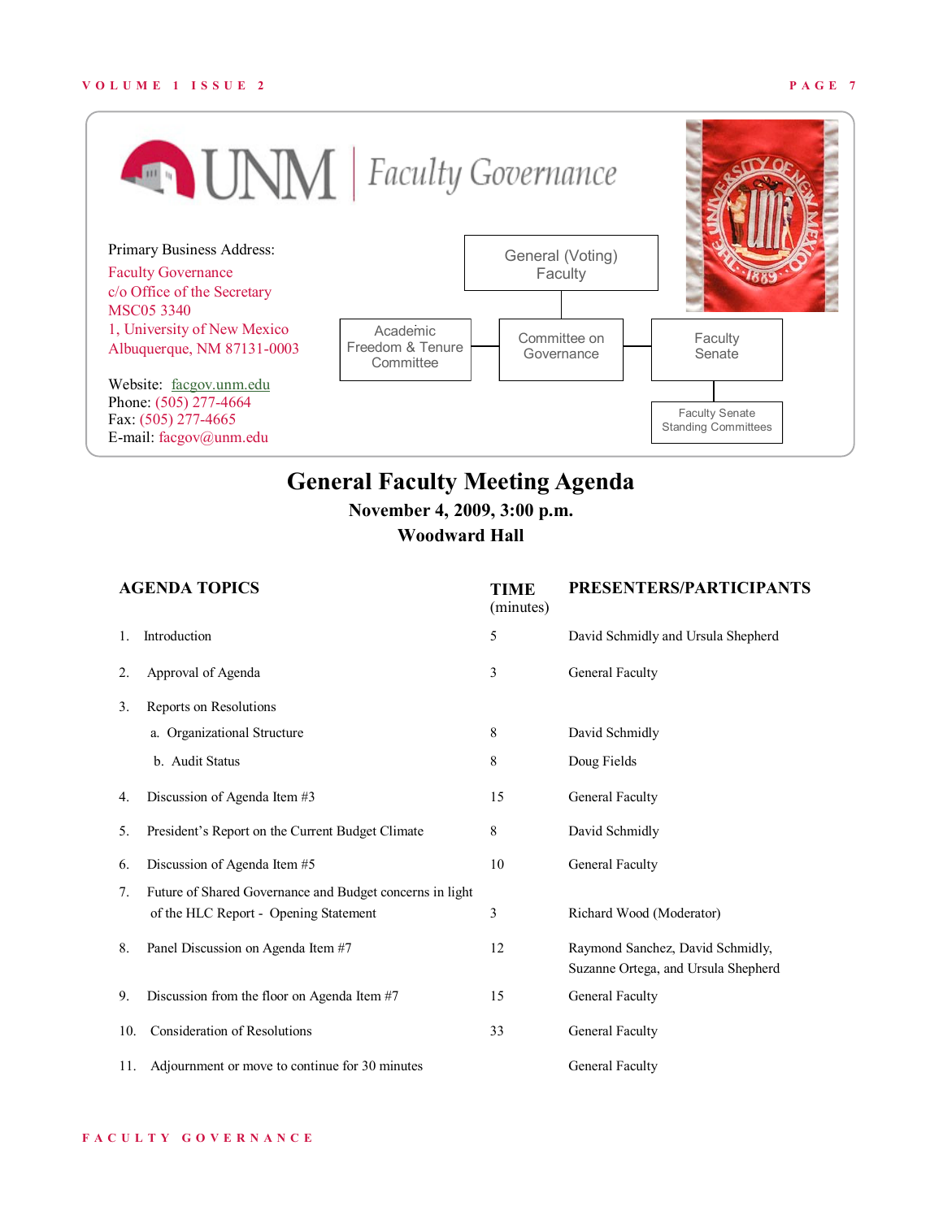UNM | Faculty Governance

Primary Business Address:
Faculty Governance
c/o Office of the Secretary
MSC05 3340
1, University of New Mexico
Albuquerque, NM 87131-0003

Website: facgov.unm.edu
Phone: (505) 277-4664
Fax: (505) 277-4665
E-mail: facgov@unm.edu

General (Voting) Faculty

Academic Freedom & Tenure Committee

Committee on Governance

Faculty Senate

Faculty Senate Standing Committees

# General Faculty Meeting Agenda

**November 4, 2009, 3:00 p.m.**

**Woodward Hall**

| AGENDA TOPICS | TIME (minutes) | PRESENTERS/PARTICIPANTS |
|---|---|---|
| 1. Introduction | 5 | David Schmidly and Ursula Shepherd |
| 2. Approval of Agenda | 3 | General Faculty |
| 3. Reports on Resolutions | | |
| a. Organizational Structure | 8 | David Schmidly |
| b. Audit Status | 8 | Doug Fields |
| 4. Discussion of Agenda Item #3 | 15 | General Faculty |
| 5. President's Report on the Current Budget Climate | 8 | David Schmidly |
| 6. Discussion of Agenda Item #5 | 10 | General Faculty |
| 7. Future of Shared Governance and Budget concerns in light of the HLC Report - Opening Statement | 3 | Richard Wood (Moderator) |
| 8. Panel Discussion on Agenda Item #7 | 12 | Raymond Sanchez, David Schmidly, Suzanne Ortega, and Ursula Shepherd |
| 9. Discussion from the floor on Agenda Item #7 | 15 | General Faculty |
| 10. Consideration of Resolutions | 33 | General Faculty |
| 11. Adjournment or move to continue for 30 minutes | | General Faculty |